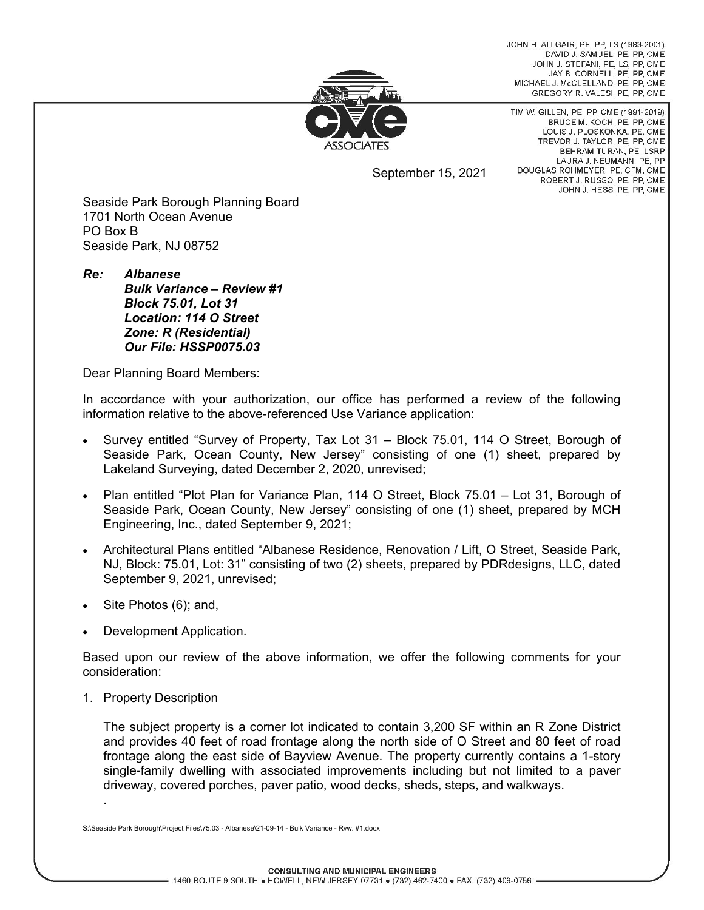JOHN H. ALLGAIR, PE, PP, LS (1983-2001)
DAVID J. SAMUEL, PE, PP, CME
JOHN J. STEFANI, PE, LS, PP, CME
JAY B. CORNELL, PE, PP, CME
MICHAEL J. McCLELLAND, PE, PP, CME
GREGORY R. VALESI, PE, PP, CME

TIM W. GILLEN, PE, PP, CME (1991-2019)
BRUCE M. KOCH, PE, PP, CME
LOUIS J. PLOSKONKA, PE, CME
TREVOR J. TAYLOR, PE, PP, CME
BEHRAM TURAN, PE, LSRP
LAURA J. NEUMANN, PE, PP
DOUGLAS ROHMEYER, PE, CFM, CME
ROBERT J. RUSSO, PE, PP, CME
JOHN J. HESS, PE, PP, CME

CME ASSOCIATES

September 15, 2021

Seaside Park Borough Planning Board
1701 North Ocean Avenue
PO Box B
Seaside Park, NJ 08752

***Re: Albanese***
***Bulk Variance – Review #1***
***Block 75.01, Lot 31***
***Location: 114 O Street***
***Zone: R (Residential)***
***Our File: HSSP0075.03***

Dear Planning Board Members:

In accordance with your authorization, our office has performed a review of the following information relative to the above-referenced Use Variance application:

- Survey entitled "Survey of Property, Tax Lot 31 – Block 75.01, 114 O Street, Borough of Seaside Park, Ocean County, New Jersey" consisting of one (1) sheet, prepared by Lakeland Surveying, dated December 2, 2020, unrevised;
- Plan entitled "Plot Plan for Variance Plan, 114 O Street, Block 75.01 – Lot 31, Borough of Seaside Park, Ocean County, New Jersey" consisting of one (1) sheet, prepared by MCH Engineering, Inc., dated September 9, 2021;
- Architectural Plans entitled "Albanese Residence, Renovation / Lift, O Street, Seaside Park, NJ, Block: 75.01, Lot: 31" consisting of two (2) sheets, prepared by PDRdesigns, LLC, dated September 9, 2021, unrevised;
- Site Photos (6); and,
- Development Application.

Based upon our review of the above information, we offer the following comments for your consideration:

1. Property Description

   The subject property is a corner lot indicated to contain 3,200 SF within an R Zone District and provides 40 feet of road frontage along the north side of O Street and 80 feet of road frontage along the east side of Bayview Avenue. The property currently contains a 1-story single-family dwelling with associated improvements including but not limited to a paver driveway, covered porches, paver patio, wood decks, sheds, steps, and walkways.

S:\Seaside Park Borough\Project Files\75.03 - Albanese\21-09-14 - Bulk Variance - Rvw. #1.docx

CONSULTING AND MUNICIPAL ENGINEERS
1460 ROUTE 9 SOUTH • HOWELL, NEW JERSEY 07731 • (732) 462-7400 • FAX: (732) 409-0756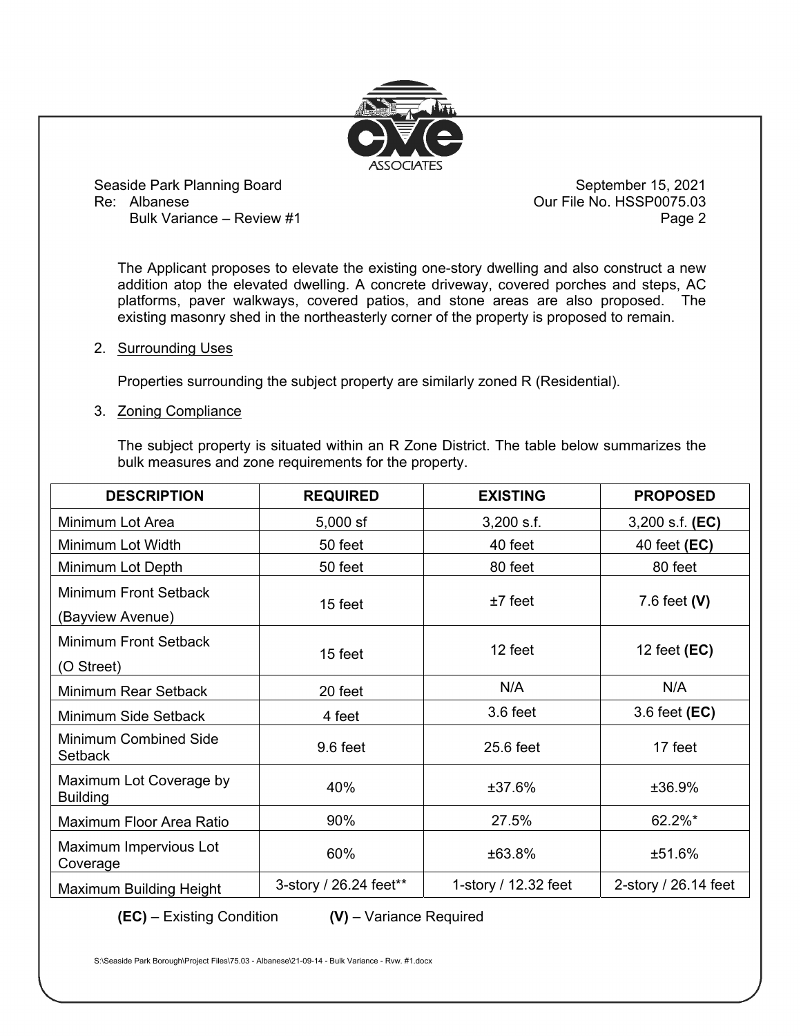The Applicant proposes to elevate the existing one-story dwelling and also construct a new addition atop the elevated dwelling. A concrete driveway, covered porches and steps, AC platforms, paver walkways, covered patios, and stone areas are also proposed. The existing masonry shed in the northeasterly corner of the property is proposed to remain.

2. Surrounding Uses

   Properties surrounding the subject property are similarly zoned R (Residential).

3. Zoning Compliance

   The subject property is situated within an R Zone District. The table below summarizes the bulk measures and zone requirements for the property.

| DESCRIPTION | REQUIRED | EXISTING | PROPOSED |
|---|---|---|---|
| Minimum Lot Area | 5,000 sf | 3,200 s.f. | 3,200 s.f. **(EC)** |
| Minimum Lot Width | 50 feet | 40 feet | 40 feet **(EC)** |
| Minimum Lot Depth | 50 feet | 80 feet | 80 feet |
| Minimum Front Setback (Bayview Avenue) | 15 feet | ±7 feet | 7.6 feet **(V)** |
| Minimum Front Setback (O Street) | 15 feet | 12 feet | 12 feet **(EC)** |
| Minimum Rear Setback | 20 feet | N/A | N/A |
| Minimum Side Setback | 4 feet | 3.6 feet | 3.6 feet **(EC)** |
| Minimum Combined Side Setback | 9.6 feet | 25.6 feet | 17 feet |
| Maximum Lot Coverage by Building | 40% | ±37.6% | ±36.9% |
| Maximum Floor Area Ratio | 90% | 27.5% | 62.2%* |
| Maximum Impervious Lot Coverage | 60% | ±63.8% | ±51.6% |
| Maximum Building Height | 3-story / 26.24 feet** | 1-story / 12.32 feet | 2-story / 26.14 feet |

**(EC)** – Existing Condition **(V)** – Variance Required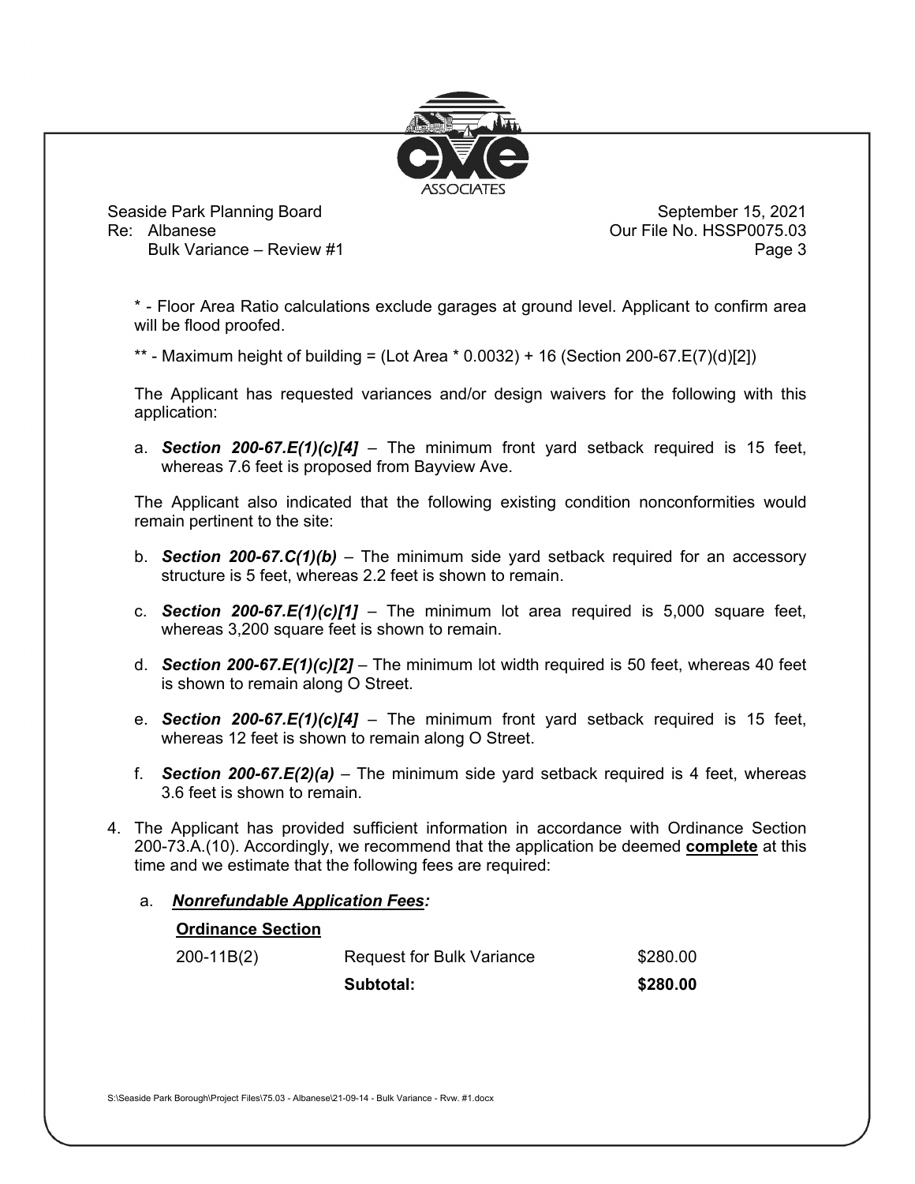\* - Floor Area Ratio calculations exclude garages at ground level. Applicant to confirm area will be flood proofed.

\*\* - Maximum height of building = (Lot Area * 0.0032) + 16 (Section 200-67.E(7)(d)[2])

The Applicant has requested variances and/or design waivers for the following with this application:

a. ***Section 200-67.E(1)(c)[4]*** – The minimum front yard setback required is 15 feet, whereas 7.6 feet is proposed from Bayview Ave.

The Applicant also indicated that the following existing condition nonconformities would remain pertinent to the site:

b. ***Section 200-67.C(1)(b)*** – The minimum side yard setback required for an accessory structure is 5 feet, whereas 2.2 feet is shown to remain.

c. ***Section 200-67.E(1)(c)[1]*** – The minimum lot area required is 5,000 square feet, whereas 3,200 square feet is shown to remain.

d. ***Section 200-67.E(1)(c)[2]*** – The minimum lot width required is 50 feet, whereas 40 feet is shown to remain along O Street.

e. ***Section 200-67.E(1)(c)[4]*** – The minimum front yard setback required is 15 feet, whereas 12 feet is shown to remain along O Street.

f. ***Section 200-67.E(2)(a)*** – The minimum side yard setback required is 4 feet, whereas 3.6 feet is shown to remain.

4. The Applicant has provided sufficient information in accordance with Ordinance Section 200-73.A.(10). Accordingly, we recommend that the application be deemed **complete** at this time and we estimate that the following fees are required:

   a. ***Nonrefundable Application Fees:***

| **Ordinance Section** | | |
|---|---|---|
| 200-11B(2) | Request for Bulk Variance | $280.00 |
| | **Subtotal:** | **$280.00** |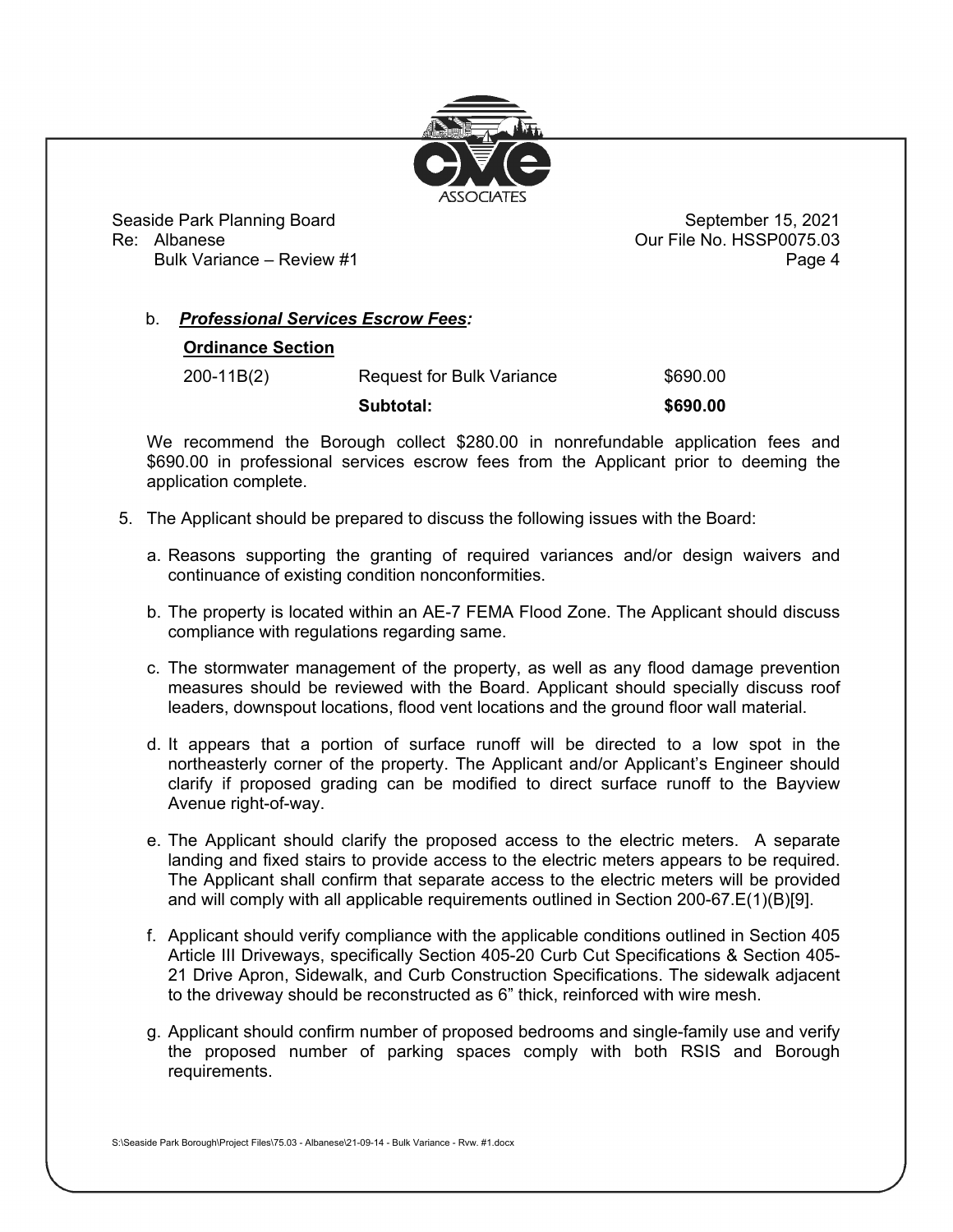b. ***Professional Services Escrow Fees:***

| **Ordinance Section** | | |
|---|---|---|
| 200-11B(2) | Request for Bulk Variance | $690.00 |
| | **Subtotal:** | **$690.00** |

We recommend the Borough collect $280.00 in nonrefundable application fees and $690.00 in professional services escrow fees from the Applicant prior to deeming the application complete.

5. The Applicant should be prepared to discuss the following issues with the Board:

   a. Reasons supporting the granting of required variances and/or design waivers and continuance of existing condition nonconformities.

   b. The property is located within an AE-7 FEMA Flood Zone. The Applicant should discuss compliance with regulations regarding same.

   c. The stormwater management of the property, as well as any flood damage prevention measures should be reviewed with the Board. Applicant should specially discuss roof leaders, downspout locations, flood vent locations and the ground floor wall material.

   d. It appears that a portion of surface runoff will be directed to a low spot in the northeasterly corner of the property. The Applicant and/or Applicant's Engineer should clarify if proposed grading can be modified to direct surface runoff to the Bayview Avenue right-of-way.

   e. The Applicant should clarify the proposed access to the electric meters. A separate landing and fixed stairs to provide access to the electric meters appears to be required. The Applicant shall confirm that separate access to the electric meters will be provided and will comply with all applicable requirements outlined in Section 200-67.E(1)(B)[9].

   f. Applicant should verify compliance with the applicable conditions outlined in Section 405 Article III Driveways, specifically Section 405-20 Curb Cut Specifications & Section 405-21 Drive Apron, Sidewalk, and Curb Construction Specifications. The sidewalk adjacent to the driveway should be reconstructed as 6" thick, reinforced with wire mesh.

   g. Applicant should confirm number of proposed bedrooms and single-family use and verify the proposed number of parking spaces comply with both RSIS and Borough requirements.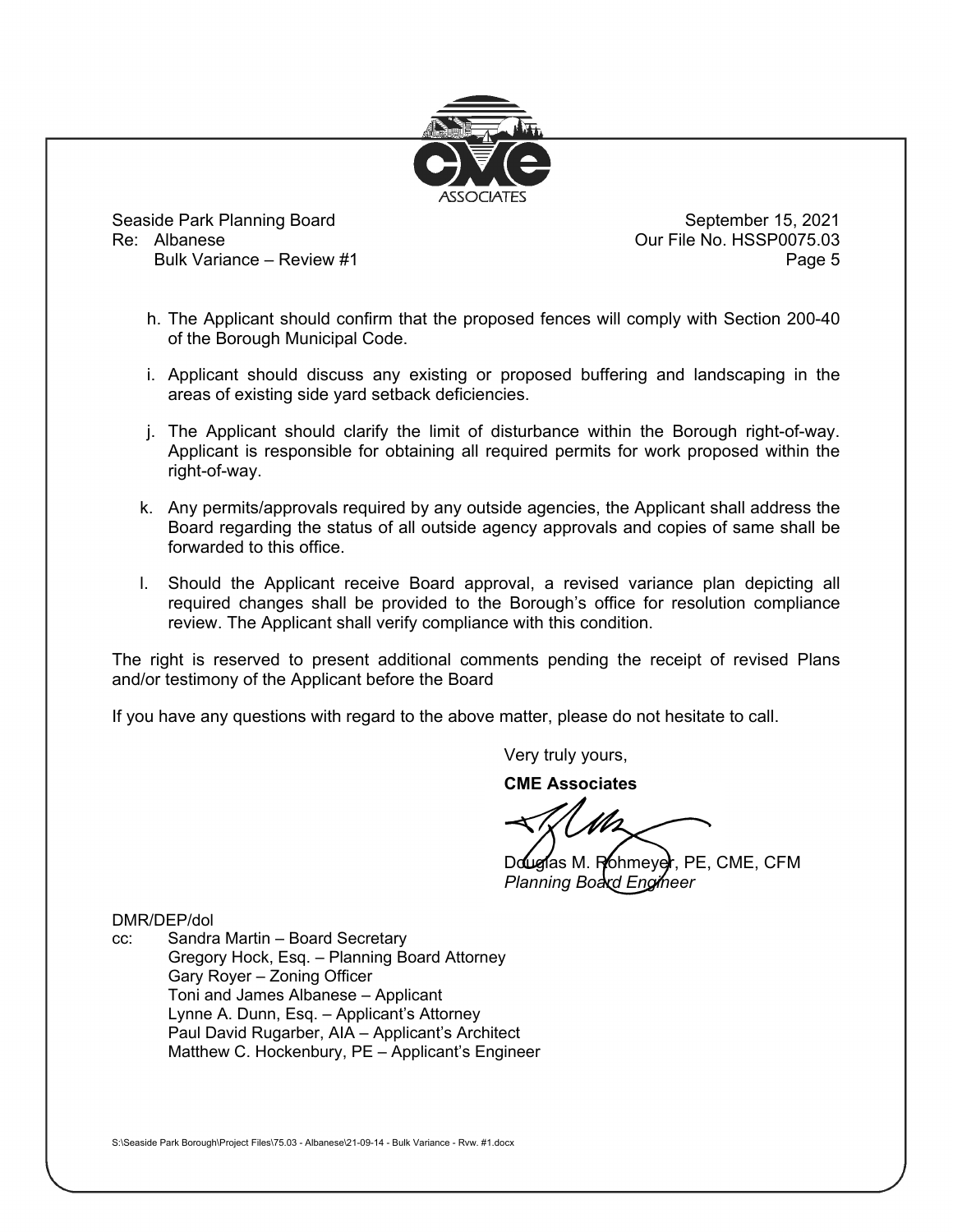h. The Applicant should confirm that the proposed fences will comply with Section 200-40 of the Borough Municipal Code.

i. Applicant should discuss any existing or proposed buffering and landscaping in the areas of existing side yard setback deficiencies.

j. The Applicant should clarify the limit of disturbance within the Borough right-of-way. Applicant is responsible for obtaining all required permits for work proposed within the right-of-way.

k. Any permits/approvals required by any outside agencies, the Applicant shall address the Board regarding the status of all outside agency approvals and copies of same shall be forwarded to this office.

l. Should the Applicant receive Board approval, a revised variance plan depicting all required changes shall be provided to the Borough's office for resolution compliance review. The Applicant shall verify compliance with this condition.

The right is reserved to present additional comments pending the receipt of revised Plans and/or testimony of the Applicant before the Board

If you have any questions with regard to the above matter, please do not hesitate to call.

Very truly yours,

**CME Associates**

Douglas M. Rohmeyer, PE, CME, CFM
*Planning Board Engineer*

DMR/DEP/dol

cc: Sandra Martin – Board Secretary
Gregory Hock, Esq. – Planning Board Attorney
Gary Royer – Zoning Officer
Toni and James Albanese – Applicant
Lynne A. Dunn, Esq. – Applicant's Attorney
Paul David Rugarber, AIA – Applicant's Architect
Matthew C. Hockenbury, PE – Applicant's Engineer

S:\Seaside Park Borough\Project Files\75.03 - Albanese\21-09-14 - Bulk Variance - Rvw. #1.docx